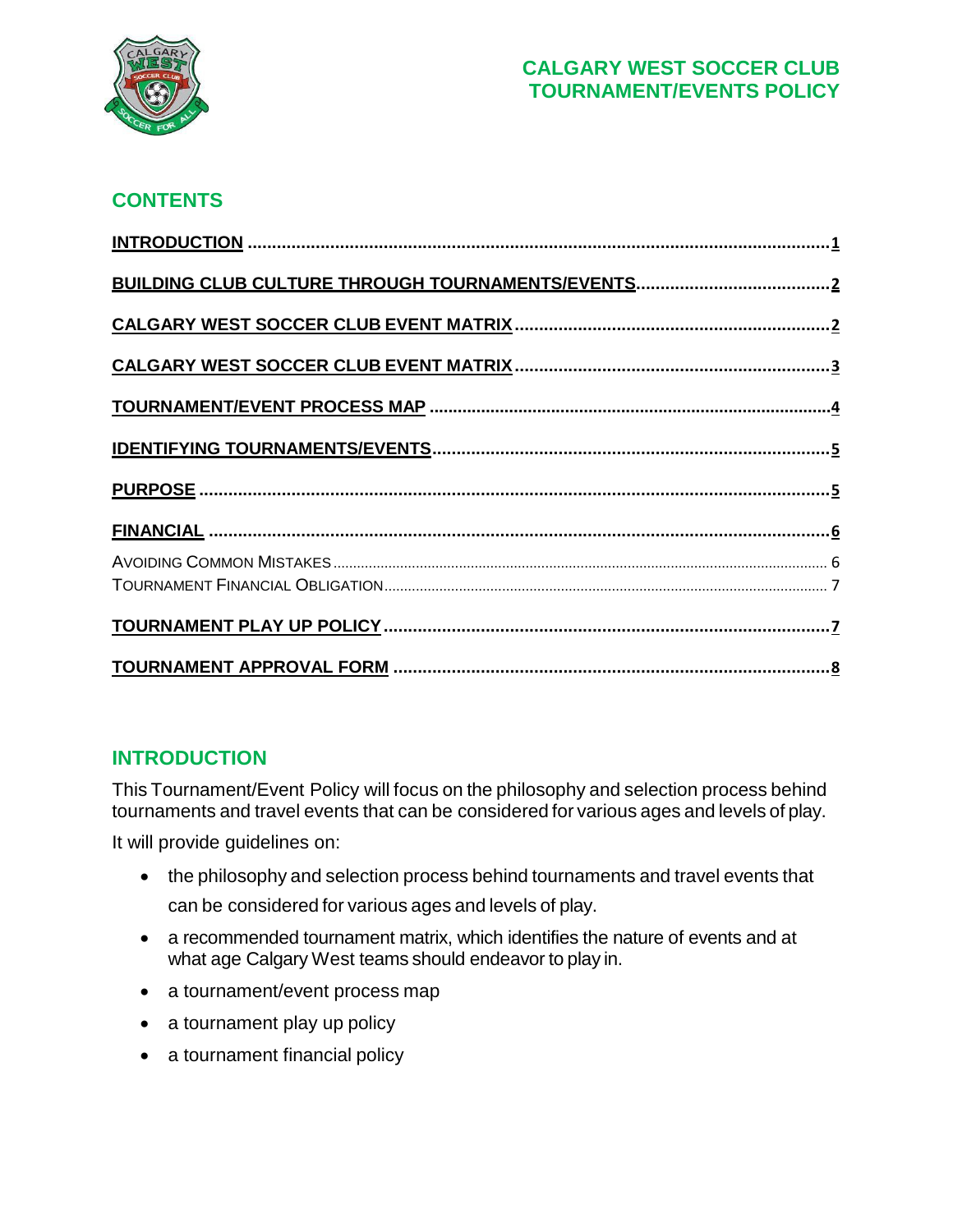# CALGARY WEST SOCCER CLUB TOURNAMENT/EVENTS POLICY

## CONTENTS

- [INTRODUCTION](#introduction) ........ 1
- BUILDING CLUB CULTURE THROUGH TOURNAMENTS/EVENTS ........ 2
- CALGARY WEST SOCCER CLUB EVENT MATRIX ........ 2
- CALGARY WEST SOCCER CLUB EVENT MATRIX ........ 3
- TOURNAMENT/EVENT PROCESS MAP ........ 4
- IDENTIFYING TOURNAMENTS/EVENTS ........ 5
- PURPOSE ........ 5
- FINANCIAL ........ 6
  - Avoiding Common Mistakes ........ 6
  - Tournament Financial Obligation ........ 7
- TOURNAMENT PLAY UP POLICY ........ 7
- TOURNAMENT APPROVAL FORM ........ 8

## INTRODUCTION

This Tournament/Event Policy will focus on the philosophy and selection process behind tournaments and travel events that can be considered for various ages and levels of play.

It will provide guidelines on:

- the philosophy and selection process behind tournaments and travel events that can be considered for various ages and levels of play.
- a recommended tournament matrix, which identifies the nature of events and at what age Calgary West teams should endeavor to play in.
- a tournament/event process map
- a tournament play up policy
- a tournament financial policy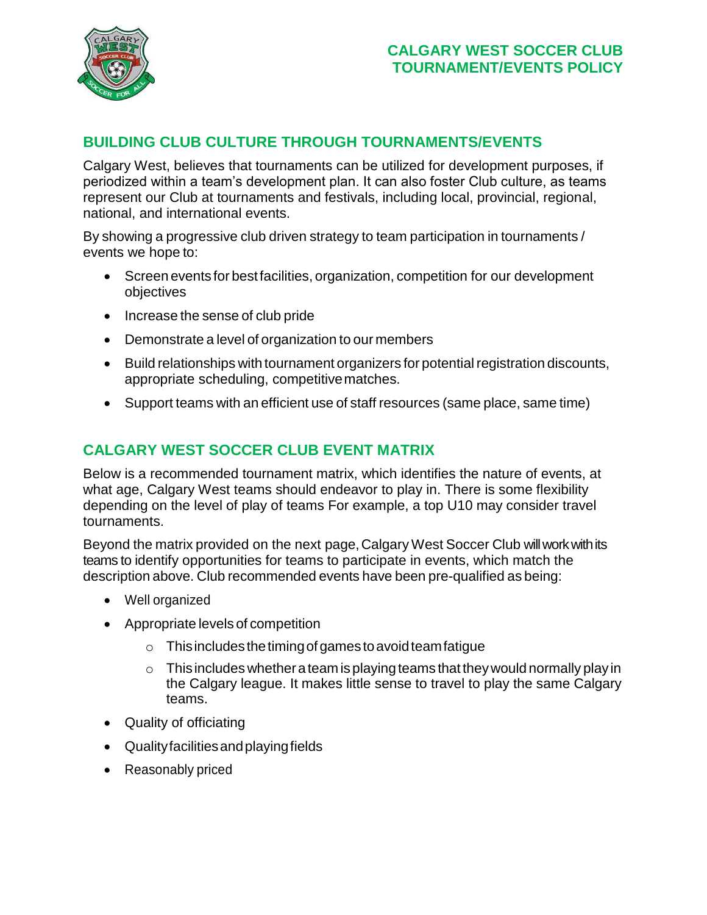# CALGARY WEST SOCCER CLUB TOURNAMENT/EVENTS POLICY

## BUILDING CLUB CULTURE THROUGH TOURNAMENTS/EVENTS

Calgary West, believes that tournaments can be utilized for development purposes, if periodized within a team's development plan. It can also foster Club culture, as teams represent our Club at tournaments and festivals, including local, provincial, regional, national, and international events.

By showing a progressive club driven strategy to team participation in tournaments / events we hope to:

- Screen events for best facilities, organization, competition for our development objectives
- Increase the sense of club pride
- Demonstrate a level of organization to our members
- Build relationships with tournament organizers for potential registration discounts, appropriate scheduling, competitive matches.
- Support teams with an efficient use of staff resources (same place, same time)

## CALGARY WEST SOCCER CLUB EVENT MATRIX

Below is a recommended tournament matrix, which identifies the nature of events, at what age, Calgary West teams should endeavor to play in. There is some flexibility depending on the level of play of teams For example, a top U10 may consider travel tournaments.

Beyond the matrix provided on the next page, Calgary West Soccer Club will work with its teams to identify opportunities for teams to participate in events, which match the description above. Club recommended events have been pre-qualified as being:

- Well organized
- Appropriate levels of competition
  - This includes the timing of games to avoid team fatigue
  - This includes whether a team is playing teams that they would normally play in the Calgary league. It makes little sense to travel to play the same Calgary teams.
- Quality of officiating
- Quality facilities and playing fields
- Reasonably priced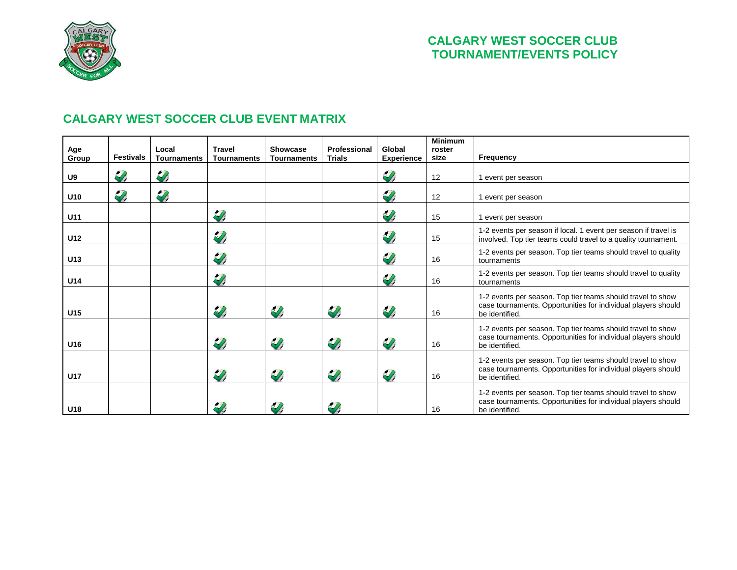# CALGARY WEST SOCCER CLUB TOURNAMENT/EVENTS POLICY

## CALGARY WEST SOCCER CLUB EVENT MATRIX

| Age Group | Festivals | Local Tournaments | Travel Tournaments | Showcase Tournaments | Professional Trials | Global Experience | Minimum roster size | Frequency |
|---|---|---|---|---|---|---|---|---|
| U9 | ✓ | ✓ | | | | ✓ | 12 | 1 event per season |
| U10 | ✓ | ✓ | | | | ✓ | 12 | 1 event per season |
| U11 | | | ✓ | | | ✓ | 15 | 1 event per season |
| U12 | | | ✓ | | | ✓ | 15 | 1-2 events per season if local. 1 event per season if travel is involved. Top tier teams could travel to a quality tournament. |
| U13 | | | ✓ | | | ✓ | 16 | 1-2 events per season. Top tier teams should travel to quality tournaments |
| U14 | | | ✓ | | | ✓ | 16 | 1-2 events per season. Top tier teams should travel to quality tournaments |
| U15 | | | ✓ | ✓ | ✓ | ✓ | 16 | 1-2 events per season. Top tier teams should travel to show case tournaments. Opportunities for individual players should be identified. |
| U16 | | | ✓ | ✓ | ✓ | ✓ | 16 | 1-2 events per season. Top tier teams should travel to show case tournaments. Opportunities for individual players should be identified. |
| U17 | | | ✓ | ✓ | ✓ | ✓ | 16 | 1-2 events per season. Top tier teams should travel to show case tournaments. Opportunities for individual players should be identified. |
| U18 | | | ✓ | ✓ | ✓ | | 16 | 1-2 events per season. Top tier teams should travel to show case tournaments. Opportunities for individual players should be identified. |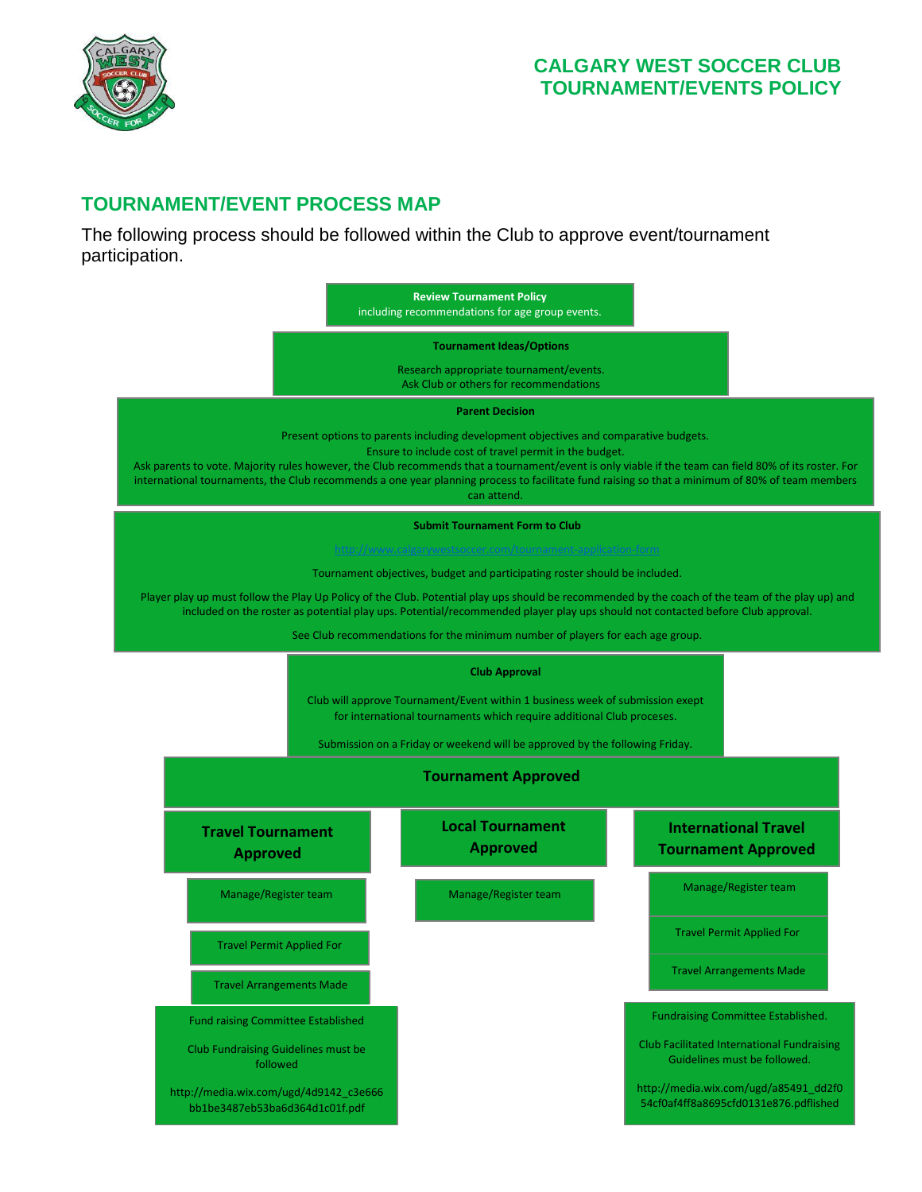# CALGARY WEST SOCCER CLUB TOURNAMENT/EVENTS POLICY

## TOURNAMENT/EVENT PROCESS MAP

The following process should be followed within the Club to approve event/tournament participation.

**Review Tournament Policy**
including recommendations for age group events.

**Tournament Ideas/Options**

Research appropriate tournament/events.
Ask Club or others for recommendations

**Parent Decision**

Present options to parents including development objectives and comparative budgets.
Ensure to include cost of travel permit in the budget.
Ask parents to vote. Majority rules however, the Club recommends that a tournament/event is only viable if the team can field 80% of its roster. For international tournaments, the Club recommends a one year planning process to facilitate fund raising so that a minimum of 80% of team members can attend.

**Submit Tournament Form to Club**

http://www.calgarywestsoccer.com/tournament-application-form

Tournament objectives, budget and participating roster should be included.

Player play up must follow the Play Up Policy of the Club. Potential play ups should be recommended by the coach of the team of the play up) and included on the roster as potential play ups. Potential/recommended player play ups should not contacted before Club approval.

See Club recommendations for the minimum number of players for each age group.

**Club Approval**

Club will approve Tournament/Event within 1 business week of submission exept for international tournaments which require additional Club proceses.

Submission on a Friday or weekend will be approved by the following Friday.

**Tournament Approved**

**Travel Tournament Approved**

- Manage/Register team
- Travel Permit Applied For
- Travel Arrangements Made
- Fund raising Committee Established

  Club Fundraising Guidelines must be followed

  http://media.wix.com/ugd/4d9142_c3e666bb1be3487eb53ba6d364d1c01f.pdf

**Local Tournament Approved**

- Manage/Register team

**International Travel Tournament Approved**

- Manage/Register team
- Travel Permit Applied For
- Travel Arrangements Made
- Fundraising Committee Established.

  Club Facilitated International Fundraising Guidelines must be followed.

  http://media.wix.com/ugd/a85491_dd2f054cf0af4ff8a8695cfd0131e876.pdflished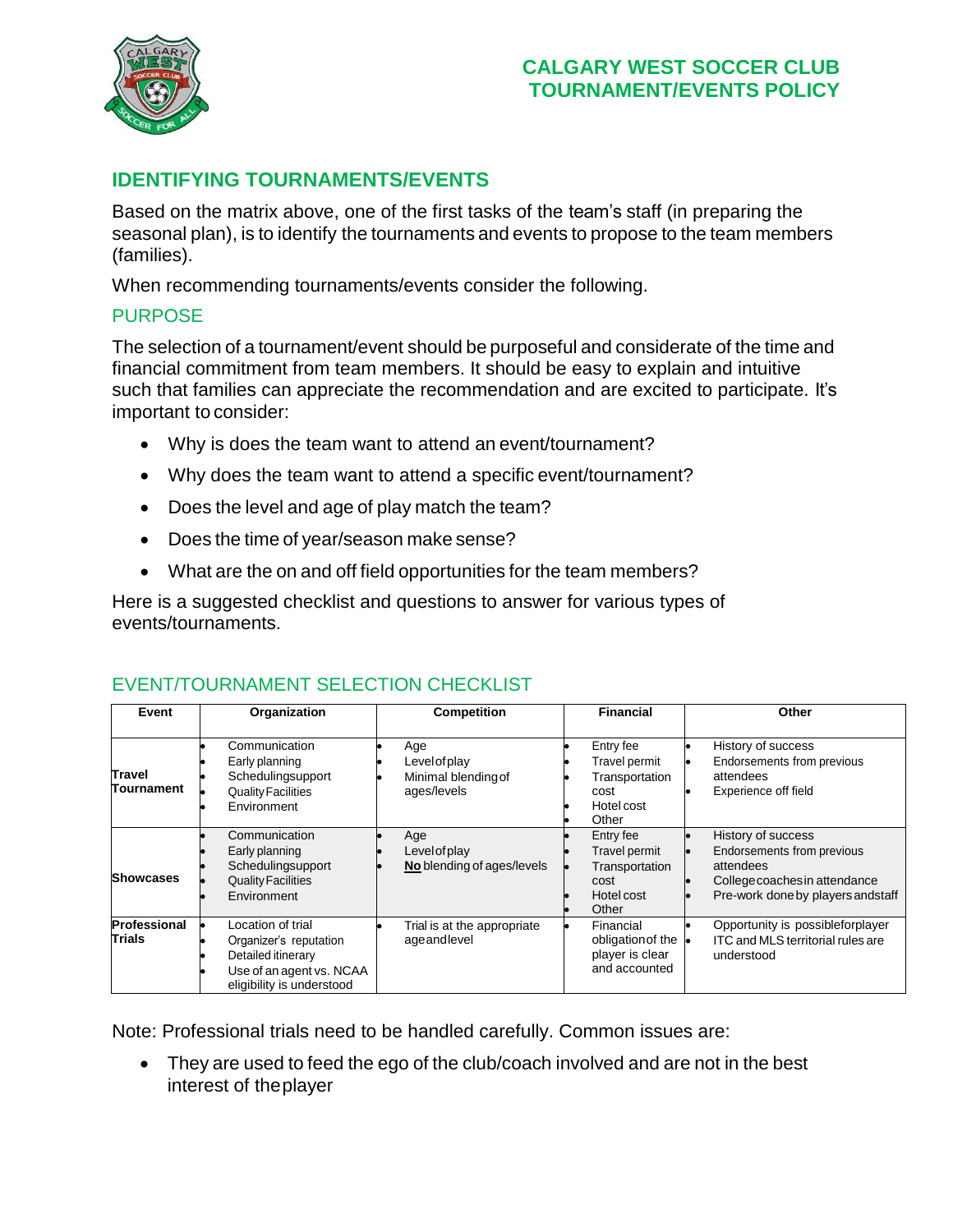# CALGARY WEST SOCCER CLUB TOURNAMENT/EVENTS POLICY

## IDENTIFYING TOURNAMENTS/EVENTS

Based on the matrix above, one of the first tasks of the team's staff (in preparing the seasonal plan), is to identify the tournaments and events to propose to the team members (families).

When recommending tournaments/events consider the following.

### PURPOSE

The selection of a tournament/event should be purposeful and considerate of the time and financial commitment from team members. It should be easy to explain and intuitive such that families can appreciate the recommendation and are excited to participate. It's important to consider:

- Why is does the team want to attend an event/tournament?
- Why does the team want to attend a specific event/tournament?
- Does the level and age of play match the team?
- Does the time of year/season make sense?
- What are the on and off field opportunities for the team members?

Here is a suggested checklist and questions to answer for various types of events/tournaments.

### EVENT/TOURNAMENT SELECTION CHECKLIST

| Event | Organization | Competition | Financial | Other |
|---|---|---|---|---|
| **Travel Tournament** | • Communication<br>• Early planning<br>• Scheduling support<br>• Quality Facilities<br>• Environment | • Age<br>• Level of play<br>• Minimal blending of ages/levels | • Entry fee<br>• Travel permit<br>• Transportation cost<br>• Hotel cost<br>• Other | • History of success<br>• Endorsements from previous attendees<br>• Experience off field |
| **Showcases** | • Communication<br>• Early planning<br>• Scheduling support<br>• Quality Facilities<br>• Environment | • Age<br>• Level of play<br>• **No** blending of ages/levels | • Entry fee<br>• Travel permit<br>• Transportation cost<br>• Hotel cost<br>• Other | • History of success<br>• Endorsements from previous attendees<br>• College coaches in attendance<br>• Pre-work done by players and staff |
| **Professional Trials** | • Location of trial<br>• Organizer's reputation<br>• Detailed itinerary<br>• Use of an agent vs. NCAA eligibility is understood | • Trial is at the appropriate age and level | • Financial obligation of the player is clear and accounted | • Opportunity is possible for player<br>• ITC and MLS territorial rules are understood |

Note: Professional trials need to be handled carefully. Common issues are:

- They are used to feed the ego of the club/coach involved and are not in the best interest of the player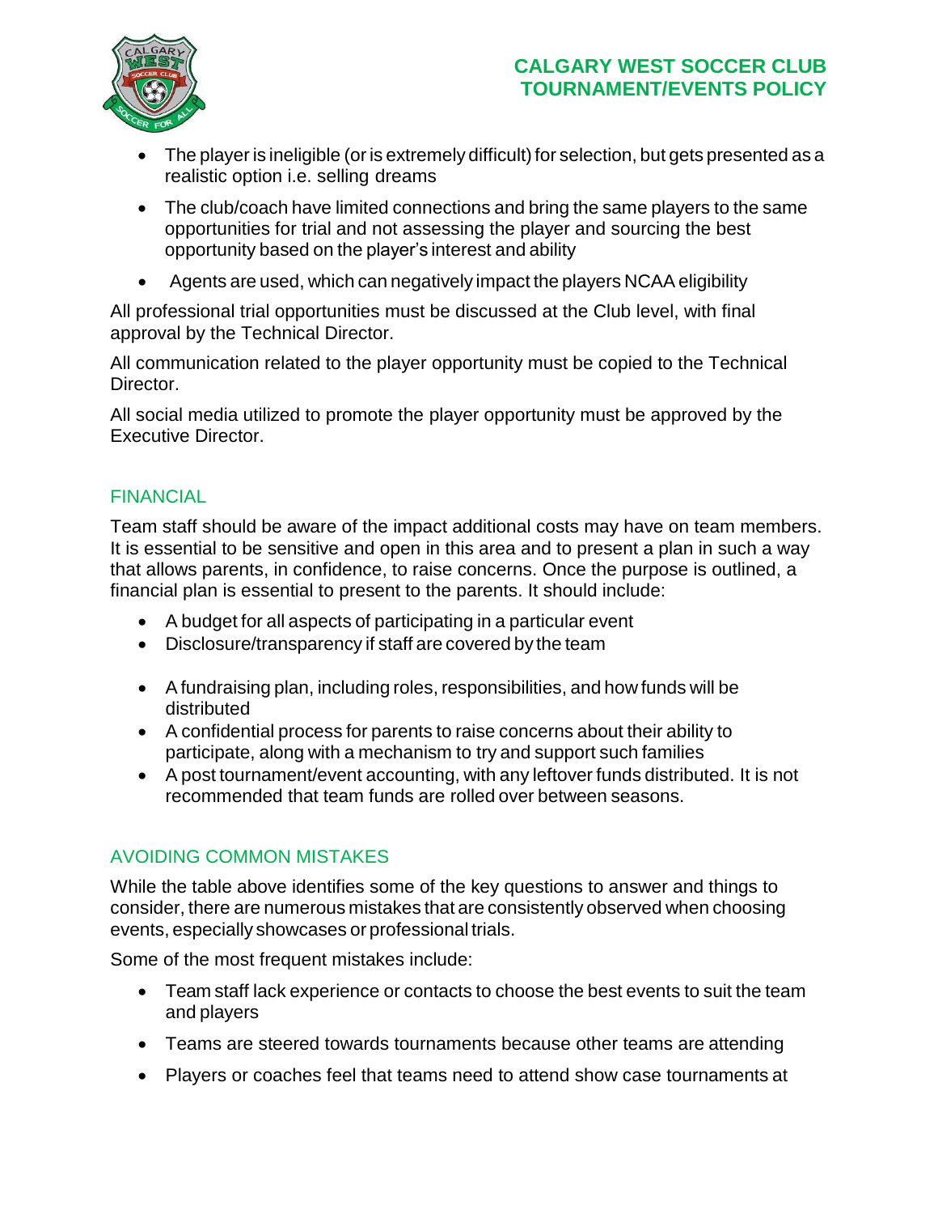- The player is ineligible (or is extremely difficult) for selection, but gets presented as a realistic option i.e. selling dreams
- The club/coach have limited connections and bring the same players to the same opportunities for trial and not assessing the player and sourcing the best opportunity based on the player's interest and ability
- Agents are used, which can negatively impact the players NCAA eligibility

All professional trial opportunities must be discussed at the Club level, with final approval by the Technical Director.

All communication related to the player opportunity must be copied to the Technical Director.

All social media utilized to promote the player opportunity must be approved by the Executive Director.

## FINANCIAL

Team staff should be aware of the impact additional costs may have on team members. It is essential to be sensitive and open in this area and to present a plan in such a way that allows parents, in confidence, to raise concerns. Once the purpose is outlined, a financial plan is essential to present to the parents. It should include:

- A budget for all aspects of participating in a particular event
- Disclosure/transparency if staff are covered by the team
- A fundraising plan, including roles, responsibilities, and how funds will be distributed
- A confidential process for parents to raise concerns about their ability to participate, along with a mechanism to try and support such families
- A post tournament/event accounting, with any leftover funds distributed. It is not recommended that team funds are rolled over between seasons.

## AVOIDING COMMON MISTAKES

While the table above identifies some of the key questions to answer and things to consider, there are numerous mistakes that are consistently observed when choosing events, especially showcases or professional trials.

Some of the most frequent mistakes include:

- Team staff lack experience or contacts to choose the best events to suit the team and players
- Teams are steered towards tournaments because other teams are attending
- Players or coaches feel that teams need to attend show case tournaments at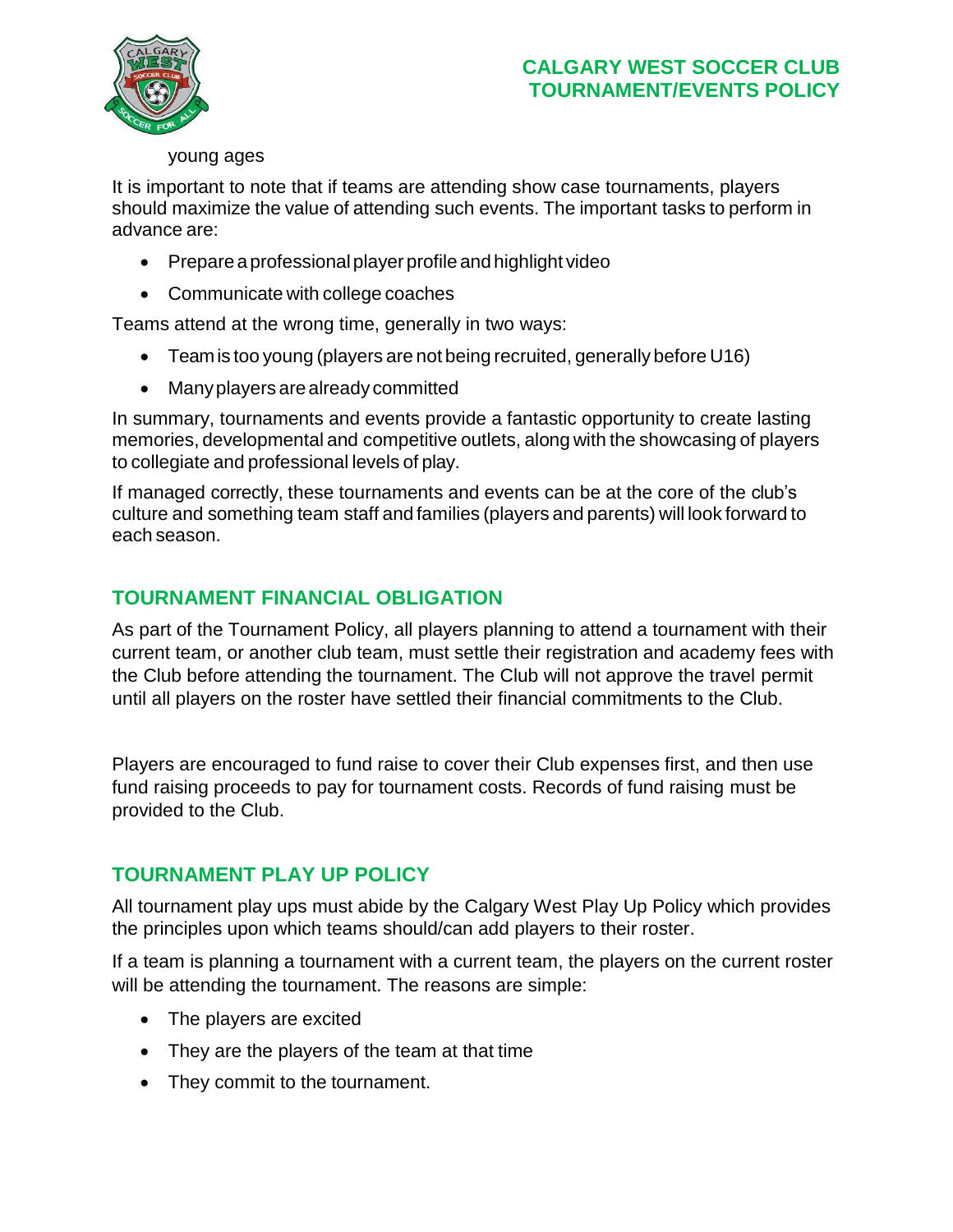young ages

It is important to note that if teams are attending show case tournaments, players should maximize the value of attending such events. The important tasks to perform in advance are:

- Prepare a professional player profile and highlight video
- Communicate with college coaches

Teams attend at the wrong time, generally in two ways:

- Team is too young (players are not being recruited, generally before U16)
- Many players are already committed

In summary, tournaments and events provide a fantastic opportunity to create lasting memories, developmental and competitive outlets, along with the showcasing of players to collegiate and professional levels of play.

If managed correctly, these tournaments and events can be at the core of the club's culture and something team staff and families (players and parents) will look forward to each season.

## TOURNAMENT FINANCIAL OBLIGATION

As part of the Tournament Policy, all players planning to attend a tournament with their current team, or another club team, must settle their registration and academy fees with the Club before attending the tournament. The Club will not approve the travel permit until all players on the roster have settled their financial commitments to the Club.

Players are encouraged to fund raise to cover their Club expenses first, and then use fund raising proceeds to pay for tournament costs. Records of fund raising must be provided to the Club.

## TOURNAMENT PLAY UP POLICY

All tournament play ups must abide by the Calgary West Play Up Policy which provides the principles upon which teams should/can add players to their roster.

If a team is planning a tournament with a current team, the players on the current roster will be attending the tournament. The reasons are simple:

- The players are excited
- They are the players of the team at that time
- They commit to the tournament.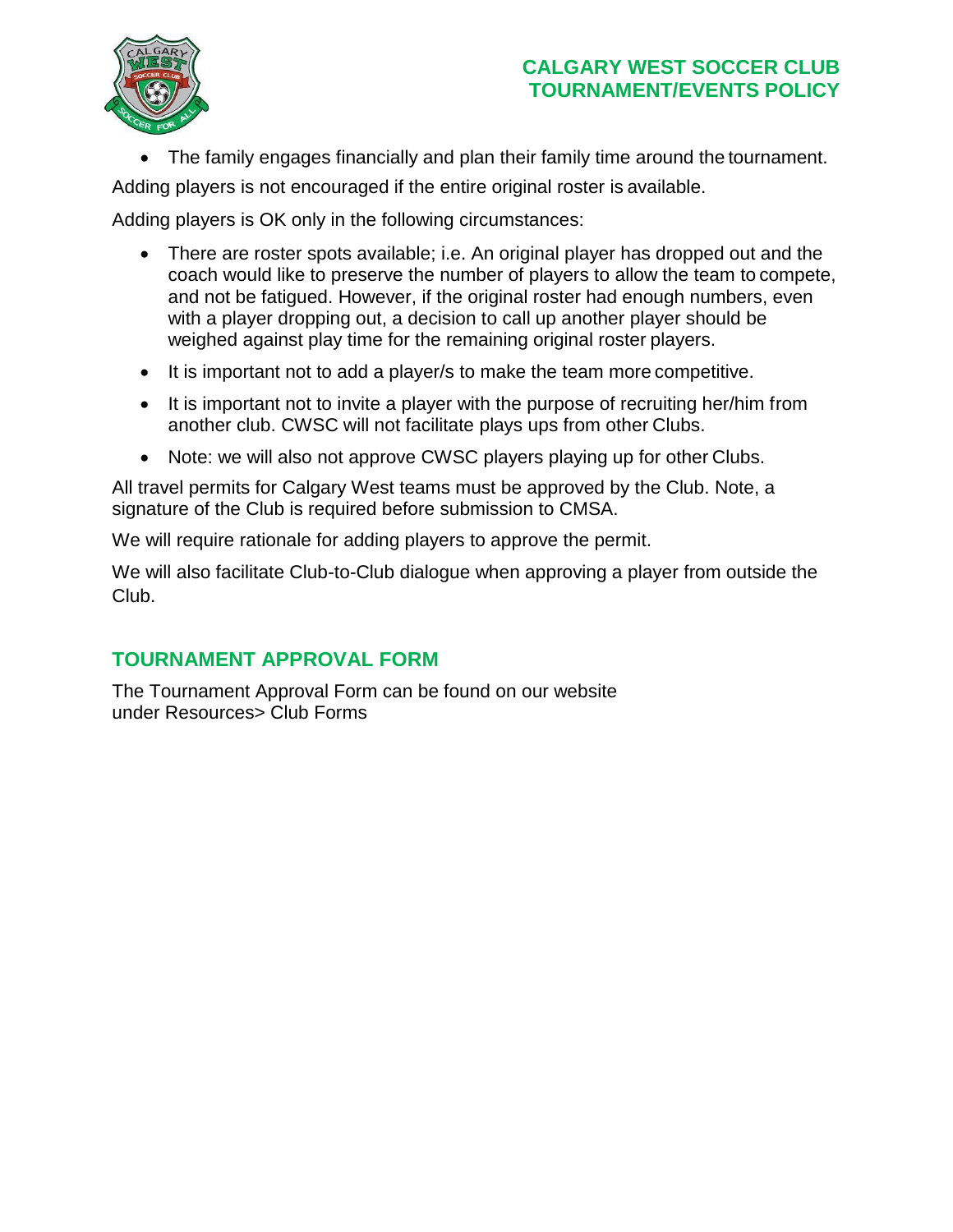- The family engages financially and plan their family time around the tournament.

Adding players is not encouraged if the entire original roster is available.

Adding players is OK only in the following circumstances:

- There are roster spots available; i.e. An original player has dropped out and the coach would like to preserve the number of players to allow the team to compete, and not be fatigued. However, if the original roster had enough numbers, even with a player dropping out, a decision to call up another player should be weighed against play time for the remaining original roster players.
- It is important not to add a player/s to make the team more competitive.
- It is important not to invite a player with the purpose of recruiting her/him from another club. CWSC will not facilitate plays ups from other Clubs.
- Note: we will also not approve CWSC players playing up for other Clubs.

All travel permits for Calgary West teams must be approved by the Club. Note, a signature of the Club is required before submission to CMSA.

We will require rationale for adding players to approve the permit.

We will also facilitate Club-to-Club dialogue when approving a player from outside the Club.

## TOURNAMENT APPROVAL FORM

The Tournament Approval Form can be found on our website under Resources> Club Forms